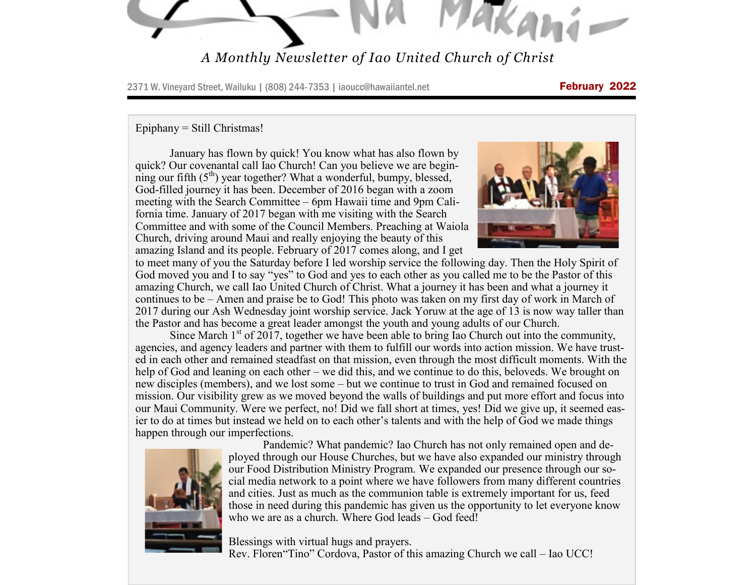# Na Makani

*A Monthly Newsletter of Iao United Church of Christ*

2371 W. Vineyard Street, Wailuku | (808) 244-7353 | iaoucc@hawaiiantel.net

**February 2022**

## Epiphany = Still Christmas!

January has flown by quick! You know what has also flown by quick? Our covenantal call Iao Church! Can you believe we are beginning our fifth (5th) year together? What a wonderful, bumpy, blessed, God-filled journey it has been. December of 2016 began with a zoom meeting with the Search Committee – 6pm Hawaii time and 9pm California time. January of 2017 began with me visiting with the Search Committee and with some of the Council Members. Preaching at Waiola Church, driving around Maui and really enjoying the beauty of this amazing Island and its people. February of 2017 comes along, and I get to meet many of you the Saturday before I led worship service the following day. Then the Holy Spirit of God moved you and I to say "yes" to God and yes to each other as you called me to be the Pastor of this amazing Church, we call Iao United Church of Christ. What a journey it has been and what a journey it continues to be – Amen and praise be to God! This photo was taken on my first day of work in March of 2017 during our Ash Wednesday joint worship service. Jack Yoruw at the age of 13 is now way taller than the Pastor and has become a great leader amongst the youth and young adults of our Church.

Since March 1st of 2017, together we have been able to bring Iao Church out into the community, agencies, and agency leaders and partner with them to fulfill our words into action mission. We have trusted in each other and remained steadfast on that mission, even through the most difficult moments. With the help of God and leaning on each other – we did this, and we continue to do this, beloveds. We brought on new disciples (members), and we lost some – but we continue to trust in God and remained focused on mission. Our visibility grew as we moved beyond the walls of buildings and put more effort and focus into our Maui Community. Were we perfect, no! Did we fall short at times, yes! Did we give up, it seemed easier to do at times but instead we held on to each other's talents and with the help of God we made things happen through our imperfections.

Pandemic? What pandemic? Iao Church has not only remained open and deployed through our House Churches, but we have also expanded our ministry through our Food Distribution Ministry Program. We expanded our presence through our social media network to a point where we have followers from many different countries and cities. Just as much as the communion table is extremely important for us, feed those in need during this pandemic has given us the opportunity to let everyone know who we are as a church. Where God leads – God feed!

Blessings with virtual hugs and prayers.
Rev. Floren"Tino" Cordova, Pastor of this amazing Church we call – Iao UCC!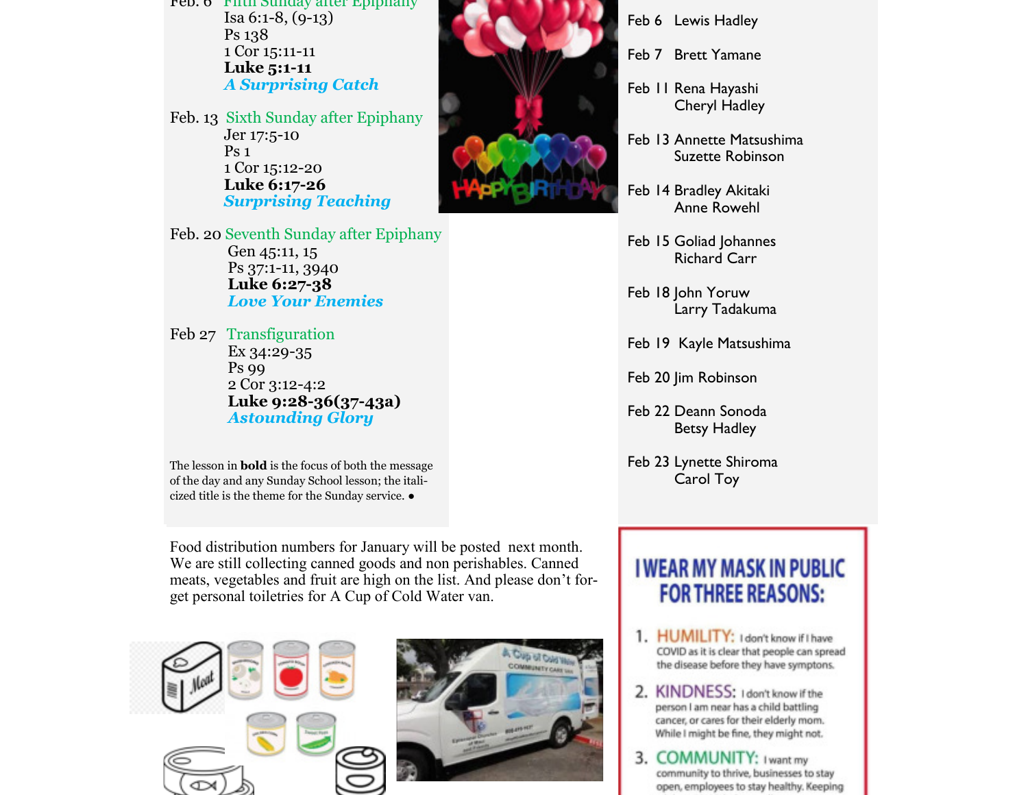Feb. 6 Fifth Sunday after Epiphany
Isa 6:1-8, (9-13)
Ps 138
1 Cor 15:11-11
**Luke 5:1-11**
***A Surprising Catch***

Feb. 13 Sixth Sunday after Epiphany
Jer 17:5-10
Ps 1
1 Cor 15:12-20
**Luke 6:17-26**
***Surprising Teaching***

Feb. 20 Seventh Sunday after Epiphany
Gen 45:11, 15
Ps 37:1-11, 3940
**Luke 6:27-38**
***Love Your Enemies***

Feb 27 Transfiguration
Ex 34:29-35
Ps 99
2 Cor 3:12-4:2
**Luke 9:28-36(37-43a)**
***Astounding Glory***

The lesson in **bold** is the focus of both the message of the day and any Sunday School lesson; the italicized title is the theme for the Sunday service. ●

Feb 6 Lewis Hadley

Feb 7 Brett Yamane

Feb 11 Rena Hayashi
Cheryl Hadley

Feb 13 Annette Matsushima
Suzette Robinson

Feb 14 Bradley Akitaki
Anne Rowehl

Feb 15 Goliad Johannes
Richard Carr

Feb 18 John Yoruw
Larry Tadakuma

Feb 19 Kayle Matsushima

Feb 20 Jim Robinson

Feb 22 Deann Sonoda
Betsy Hadley

Feb 23 Lynette Shiroma
Carol Toy

Food distribution numbers for January will be posted next month. We are still collecting canned goods and non perishables. Canned meats, vegetables and fruit are high on the list. And please don't forget personal toiletries for A Cup of Cold Water van.

**I WEAR MY MASK IN PUBLIC FOR THREE REASONS:**

1. HUMILITY: I don't know if I have COVID as it is clear that people can spread the disease before they have symptons.
2. KINDNESS: I don't know if the person I am near has a child battling cancer, or cares for their elderly mom. While I might be fine, they might not.
3. COMMUNITY: I want my community to thrive, businesses to stay open, employees to stay healthy. Keeping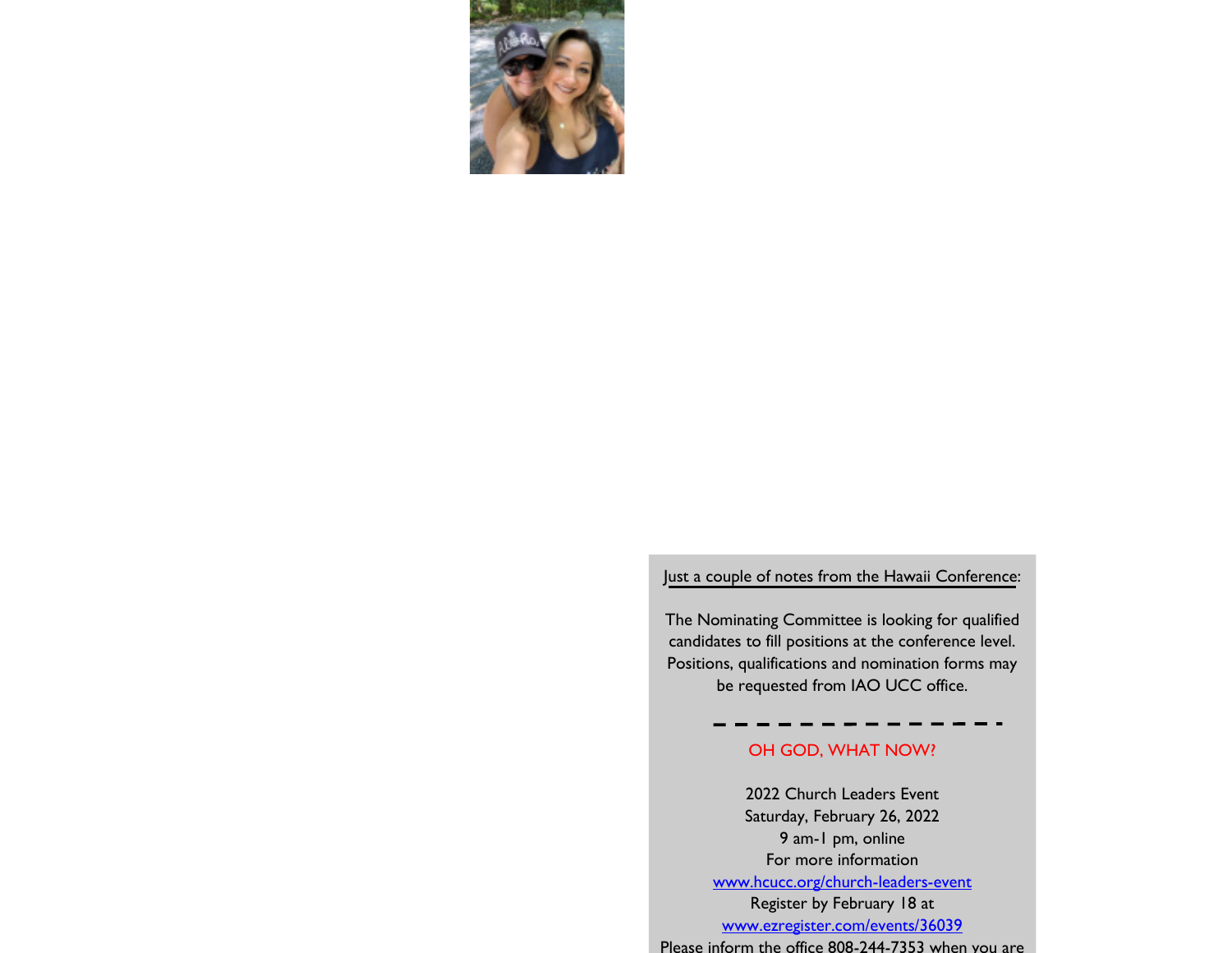Just a couple of notes from the Hawaii Conference:

The Nominating Committee is looking for qualified candidates to fill positions at the conference level. Positions, qualifications and nomination forms may be requested from IAO UCC office.

- - - - - - - - - - - - - -

OH GOD, WHAT NOW?

2022 Church Leaders Event
Saturday, February 26, 2022
9 am-1 pm, online
For more information
www.hcucc.org/church-leaders-event
Register by February 18 at
www.ezregister.com/events/36039
Please inform the office 808-244-7353 when you are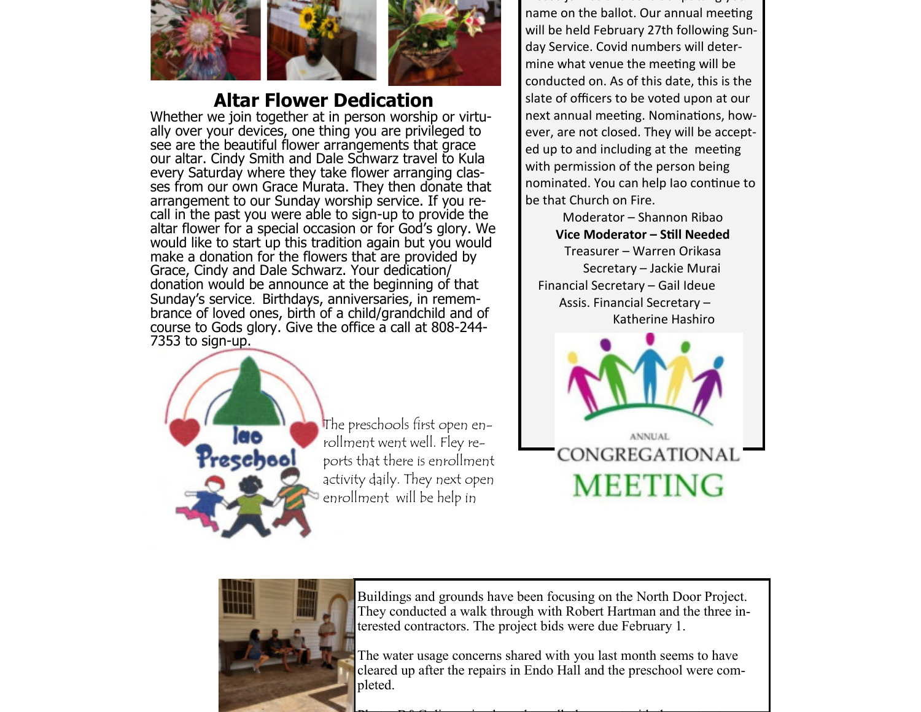## Altar Flower Dedication

Whether we join together at in person worship or virtually over your devices, one thing you are privileged to see are the beautiful flower arrangements that grace our altar. Cindy Smith and Dale Schwarz travel to Kula every Saturday where they take flower arranging classes from our own Grace Murata. They then donate that arrangement to our Sunday worship service. If you recall in the past you were able to sign-up to provide the altar flower for a special occasion or for God's glory. We would like to start up this tradition again but you would make a donation for the flowers that are provided by Grace, Cindy and Dale Schwarz. Your dedication/ donation would be announce at the beginning of that Sunday's service. Birthdays, anniversaries, in remembrance of loved ones, birth of a child/grandchild and of course to Gods glory. Give the office a call at 808-244-7353 to sign-up.

The preschools first open enrollment went well. Fley reports that there is enrollment activity daily. They next open enrollment will be help in

name on the ballot. Our annual meeting will be held February 27th following Sunday Service. Covid numbers will determine what venue the meeting will be conducted on. As of this date, this is the slate of officers to be voted upon at our next annual meeting. Nominations, however, are not closed. They will be accepted up to and including at the meeting with permission of the person being nominated. You can help Iao continue to be that Church on Fire.

Moderator – Shannon Ribao
**Vice Moderator – Still Needed**
Treasurer – Warren Orikasa
Secretary – Jackie Murai
Financial Secretary – Gail Ideue
Assis. Financial Secretary – Katherine Hashiro

ANNUAL CONGREGATIONAL MEETING

Buildings and grounds have been focusing on the North Door Project. They conducted a walk through with Robert Hartman and the three interested contractors. The project bids were due February 1.

The water usage concerns shared with you last month seems to have cleared up after the repairs in Endo Hall and the preschool were completed.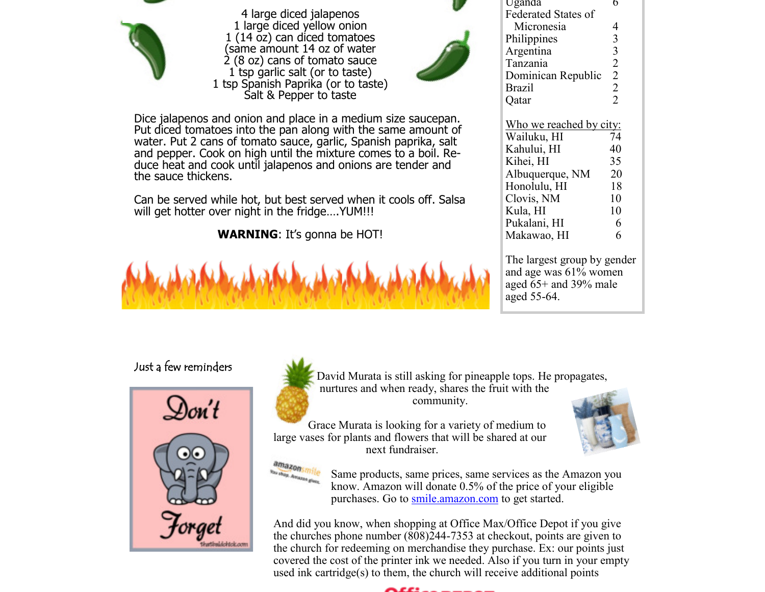4 large diced jalapenos
1 large diced yellow onion
1 (14 oz) can diced tomatoes
(same amount 14 oz of water
2 (8 oz) cans of tomato sauce
1 tsp garlic salt (or to taste)
1 tsp Spanish Paprika (or to taste)
Salt & Pepper to taste

Dice jalapenos and onion and place in a medium size saucepan. Put diced tomatoes into the pan along with the same amount of water. Put 2 cans of tomato sauce, garlic, Spanish paprika, salt and pepper. Cook on high until the mixture comes to a boil. Reduce heat and cook until jalapenos and onions are tender and the sauce thickens.

Can be served while hot, but best served when it cools off. Salsa will get hotter over night in the fridge….YUM!!!

**WARNING**: It's gonna be HOT!

| | |
|---|---|
| Uganda | 6 |
| Federated States of Micronesia | 4 |
| Philippines | 3 |
| Argentina | 3 |
| Tanzania | 2 |
| Dominican Republic | 2 |
| Brazil | 2 |
| Qatar | 2 |

Who we reached by city:

| | |
|---|---|
| Wailuku, HI | 74 |
| Kahului, HI | 40 |
| Kihei, HI | 35 |
| Albuquerque, NM | 20 |
| Honolulu, HI | 18 |
| Clovis, NM | 10 |
| Kula, HI | 10 |
| Pukalani, HI | 6 |
| Makawao, HI | 6 |

The largest group by gender and age was 61% women aged 65+ and 39% male aged 55-64.

Just a few reminders

Don't Forget

David Murata is still asking for pineapple tops. He propagates, nurtures and when ready, shares the fruit with the community.

Grace Murata is looking for a variety of medium to large vases for plants and flowers that will be shared at our next fundraiser.

Same products, same prices, same services as the Amazon you know. Amazon will donate 0.5% of the price of your eligible purchases. Go to smile.amazon.com to get started.

And did you know, when shopping at Office Max/Office Depot if you give the churches phone number (808)244-7353 at checkout, points are given to the church for redeeming on merchandise they purchase. Ex: our points just covered the cost of the printer ink we needed. Also if you turn in your empty used ink cartridge(s) to them, the church will receive additional points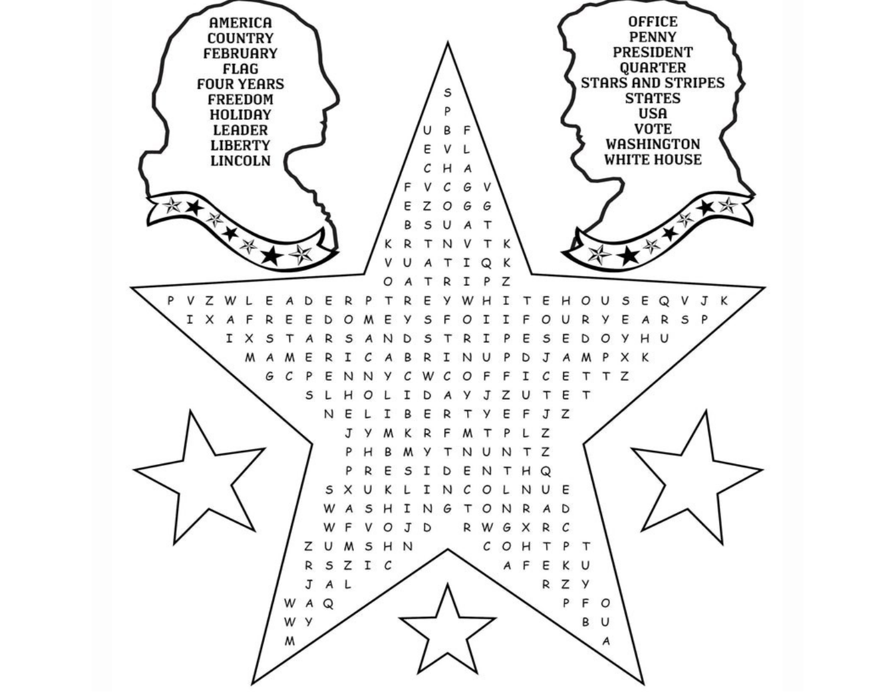AMERICA
COUNTRY
FEBRUARY
FLAG
FOUR YEARS
FREEDOM
HOLIDAY
LEADER
LIBERTY
LINCOLN

OFFICE
PENNY
PRESIDENT
QUARTER
STARS AND STRIPES
STATES
USA
VOTE
WASHINGTON
WHITE HOUSE

```
                    S
                    P
                  U B F
                  E V L
                  C H A
                F V C G V
                E Z O G G
                B S U A T
              K R T N V T K
              V U A T I Q K
              O A T R I P Z
P V Z W L E A D E R P T R E Y W H I T E H O U S E Q V J K
  I X A F R E E D O M E Y S F O I I F O U R Y E A R S P
    I X S T A R S A N D S T R I P E S E D O Y H U
      M A M E R I C A B R I N U P D J A M P X K
        G C P E N N Y C W C O F F I C E T T Z
          S L H O L I D A Y J Z U T E T
            N E L I B E R T Y E F J Z
              J Y M K R F M T P L Z
              P H B M Y T N U N T Z
              P R E S I D E N T H Q
            S X U K L I N C O L N U E
            W A S H I N G T O N R A D
            W F V O J D   R W G X R C
          Z U M S H N       C O H T P T
          R S Z I C           A F E K U
          J A L                   R Z Y
        W A Q                       P F O
        W Y                           B U
        M                               A
```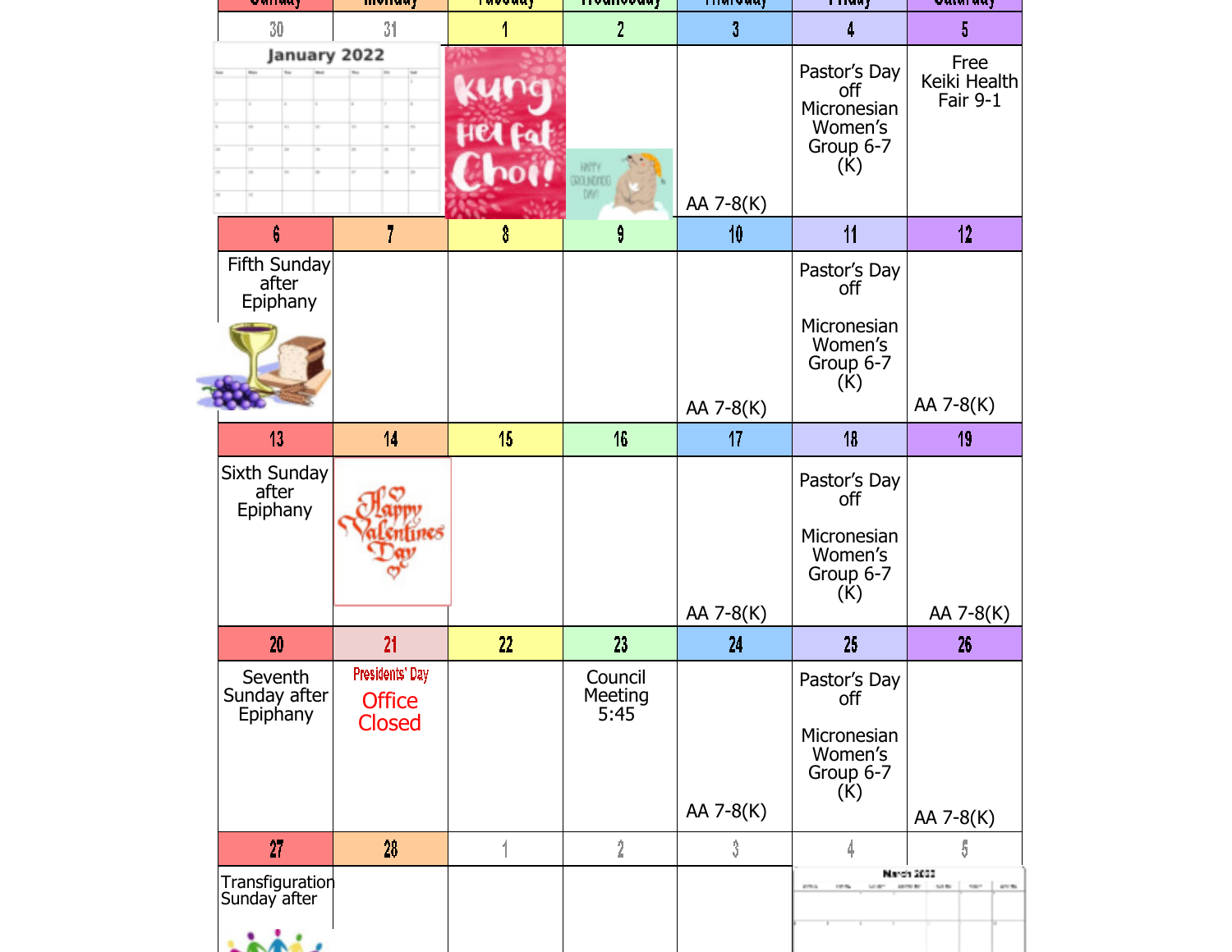| Sunday | Monday | Tuesday | Wednesday | Thursday | Friday | Saturday |
|---|---|---|---|---|---|---|
| 30 | 31 | 1 | 2 | 3 | 4 | 5 |
| | | | | AA 7-8(K) | Pastor's Day off Micronesian Women's Group 6-7 (K) | Free Keiki Health Fair 9-1 |
| 6 | 7 | 8 | 9 | 10 | 11 | 12 |
| Fifth Sunday after Epiphany | | | | AA 7-8(K) | Pastor's Day off Micronesian Women's Group 6-7 (K) | AA 7-8(K) |
| 13 | 14 | 15 | 16 | 17 | 18 | 19 |
| Sixth Sunday after Epiphany | | | | AA 7-8(K) | Pastor's Day off Micronesian Women's Group 6-7 (K) | AA 7-8(K) |
| 20 | 21 | 22 | 23 | 24 | 25 | 26 |
| Seventh Sunday after Epiphany | Presidents' Day Office Closed | | Council Meeting 5:45 | AA 7-8(K) | Pastor's Day off Micronesian Women's Group 6-7 (K) | AA 7-8(K) |
| 27 | 28 | 1 | 2 | 3 | 4 | 5 |
| Transfiguration Sunday after | | | | | | |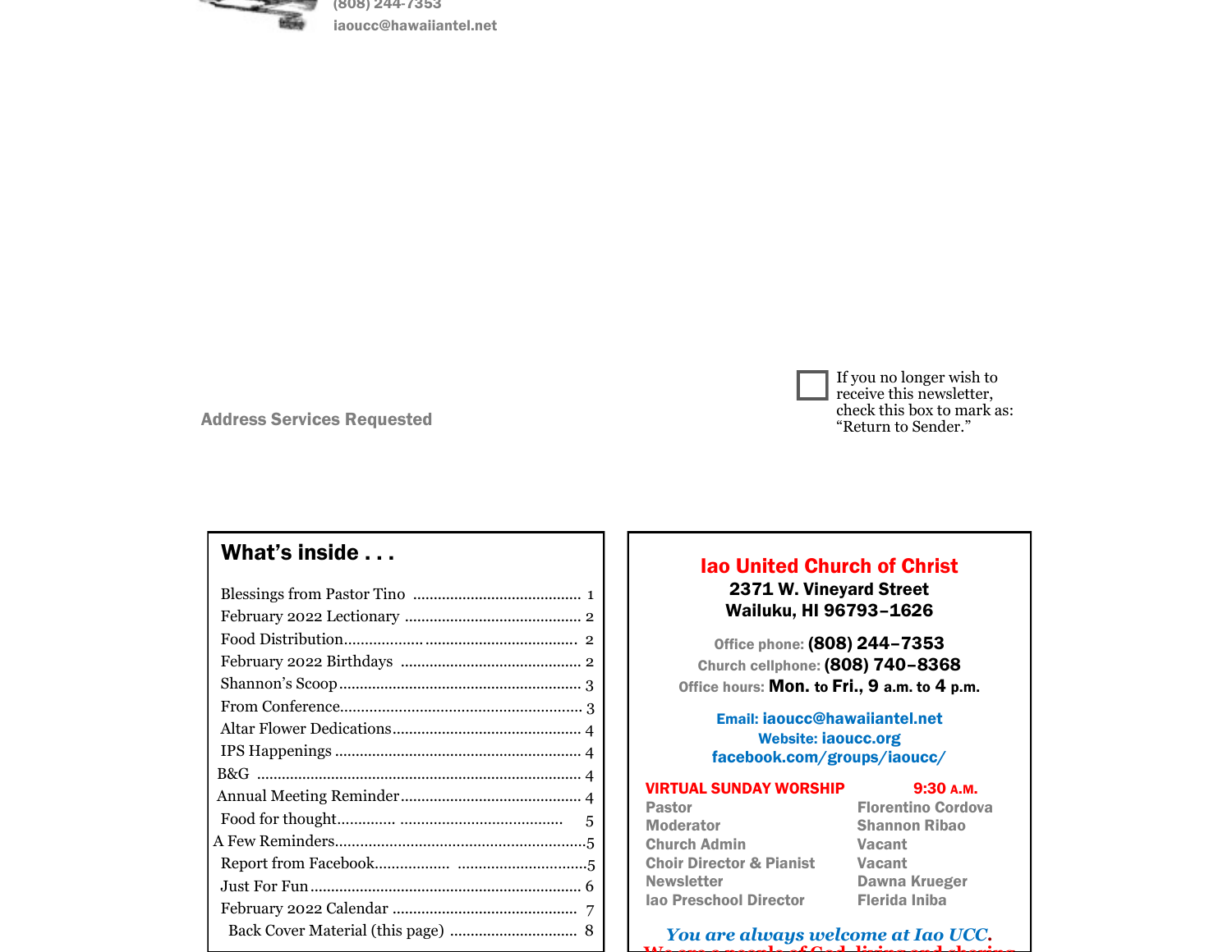(808) 244-7353
iaoucc@hawaiiantel.net

Address Services Requested

☐ If you no longer wish to receive this newsletter, check this box to mark as: "Return to Sender."

## What's inside . . .

| | |
|---|---|
| Blessings from Pastor Tino | 1 |
| February 2022 Lectionary | 2 |
| Food Distribution | 2 |
| February 2022 Birthdays | 2 |
| Shannon's Scoop | 3 |
| From Conference | 3 |
| Altar Flower Dedications | 4 |
| IPS Happenings | 4 |
| B&G | 4 |
| Annual Meeting Reminder | 4 |
| Food for thought | 5 |
| A Few Reminders | 5 |
| Report from Facebook | 5 |
| Just For Fun | 6 |
| February 2022 Calendar | 7 |
| Back Cover Material (this page) | 8 |

## Iao United Church of Christ

**2371 W. Vineyard Street**
**Wailuku, HI 96793–1626**

Office phone: **(808) 244–7353**
Church cellphone: **(808) 740–8368**
Office hours: **Mon. to Fri., 9 a.m. to 4 p.m.**

Email: iaoucc@hawaiiantel.net
Website: iaoucc.org
facebook.com/groups/iaoucc/

| | |
|---|---|
| **VIRTUAL SUNDAY WORSHIP** | **9:30 A.M.** |
| Pastor | Florentino Cordova |
| Moderator | Shannon Ribao |
| Church Admin | Vacant |
| Choir Director & Pianist | Vacant |
| Newsletter | Dawna Krueger |
| Iao Preschool Director | Flerida Iniba |

***You are always welcome at Iao UCC.***